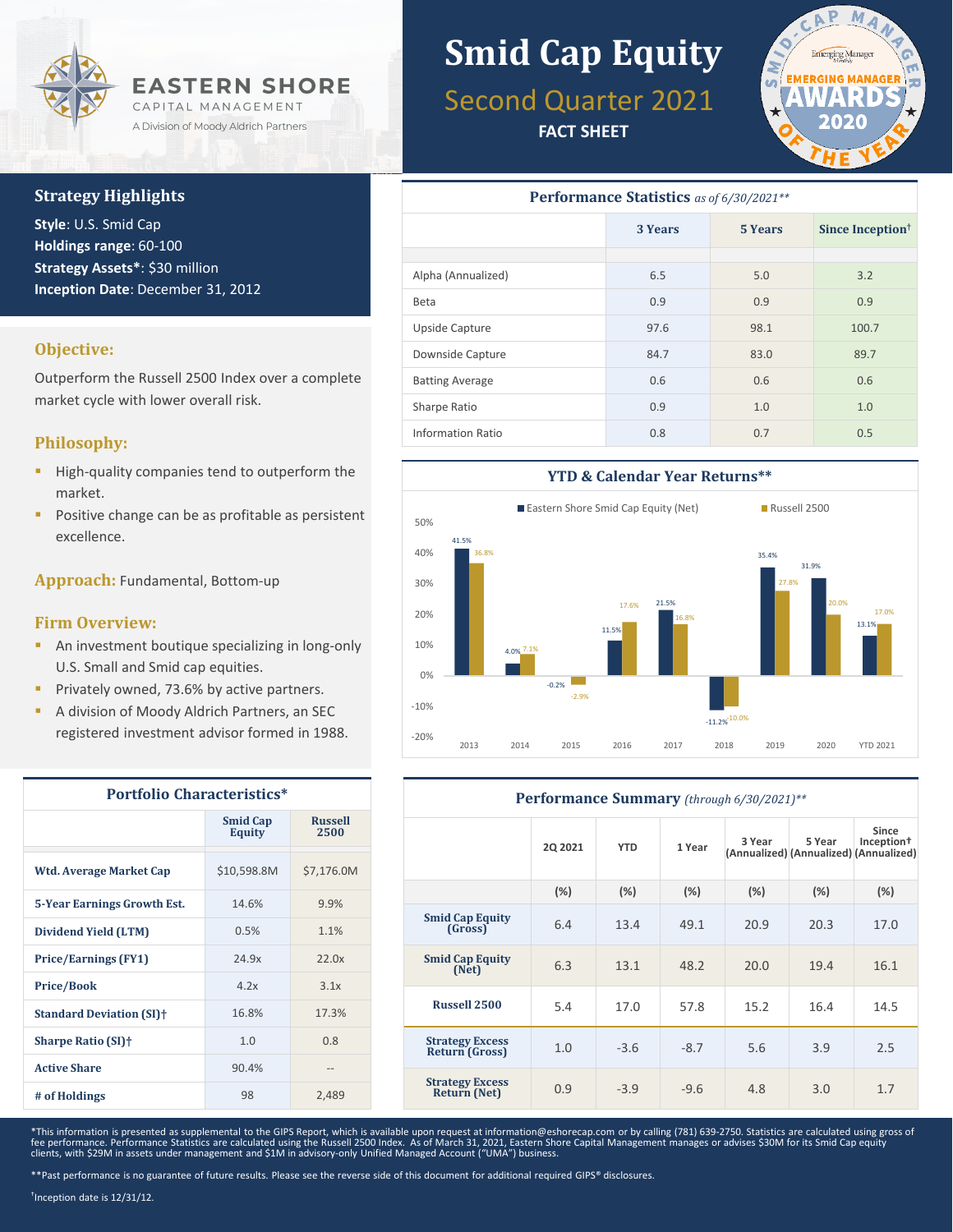EASTERN SHORE
CAPITAL MANAGEMENT
A Division of Moody Aldrich Partners

# Smid Cap Equity

## Second Quarter 2021

**FACT SHEET**

SMID-CAP MANAGER EMERGING MANAGER AWARDS 2020 OF THE YEAR

### Strategy Highlights

**Style**: U.S. Smid Cap
**Holdings range**: 60-100
**Strategy Assets***: $30 million
**Inception Date**: December 31, 2012

### Objective:

Outperform the Russell 2500 Index over a complete market cycle with lower overall risk.

### Philosophy:

- High-quality companies tend to outperform the market.
- Positive change can be as profitable as persistent excellence.

**Approach:** Fundamental, Bottom-up

### Firm Overview:

- An investment boutique specializing in long-only U.S. Small and Smid cap equities.
- Privately owned, 73.6% by active partners.
- A division of Moody Aldrich Partners, an SEC registered investment advisor formed in 1988.

### Performance Statistics *as of 6/30/2021***

| | 3 Years | 5 Years | Since Inception† |
|---|---|---|---|
| Alpha (Annualized) | 6.5 | 5.0 | 3.2 |
| Beta | 0.9 | 0.9 | 0.9 |
| Upside Capture | 97.6 | 98.1 | 100.7 |
| Downside Capture | 84.7 | 83.0 | 89.7 |
| Batting Average | 0.6 | 0.6 | 0.6 |
| Sharpe Ratio | 0.9 | 1.0 | 1.0 |
| Information Ratio | 0.8 | 0.7 | 0.5 |

### YTD & Calendar Year Returns**

| | 2013 | 2014 | 2015 | 2016 | 2017 | 2018 | 2019 | 2020 | YTD 2021 |
|---|---|---|---|---|---|---|---|---|---|
| Eastern Shore Smid Cap Equity (Net) | 41.5% | 4.0% | -0.2% | 11.5% | 21.5% | -11.2% | 35.4% | 31.9% | 13.1% |
| Russell 2500 | 36.8% | 7.1% | -2.9% | 17.6% | 16.8% | -10.0% | 27.8% | 20.0% | 17.0% |

### Portfolio Characteristics*

| | Smid Cap Equity | Russell 2500 |
|---|---|---|
| **Wtd. Average Market Cap** | $10,598.8M | $7,176.0M |
| **5-Year Earnings Growth Est.** | 14.6% | 9.9% |
| **Dividend Yield (LTM)** | 0.5% | 1.1% |
| **Price/Earnings (FY1)** | 24.9x | 22.0x |
| **Price/Book** | 4.2x | 3.1x |
| **Standard Deviation (SI)†** | 16.8% | 17.3% |
| **Sharpe Ratio (SI)†** | 1.0 | 0.8 |
| **Active Share** | 90.4% | -- |
| **# of Holdings** | 98 | 2,489 |

### Performance Summary *(through 6/30/2021)***

| | 2Q 2021 | YTD | 1 Year | 3 Year (Annualized) | 5 Year (Annualized) | Since Inception† (Annualized) |
|---|---|---|---|---|---|---|
| | (%) | (%) | (%) | (%) | (%) | (%) |
| **Smid Cap Equity (Gross)** | 6.4 | 13.4 | 49.1 | 20.9 | 20.3 | 17.0 |
| **Smid Cap Equity (Net)** | 6.3 | 13.1 | 48.2 | 20.0 | 19.4 | 16.1 |
| **Russell 2500** | 5.4 | 17.0 | 57.8 | 15.2 | 16.4 | 14.5 |
| **Strategy Excess Return (Gross)** | 1.0 | -3.6 | -8.7 | 5.6 | 3.9 | 2.5 |
| **Strategy Excess Return (Net)** | 0.9 | -3.9 | -9.6 | 4.8 | 3.0 | 1.7 |

*This information is presented as supplemental to the GIPS Report, which is available upon request at information@eshorecap.com or by calling (781) 639-2750. Statistics are calculated using gross of fee performance. Performance Statistics are calculated using the Russell 2500 Index. As of March 31, 2021, Eastern Shore Capital Management manages or advises $30M for its Smid Cap equity clients, with $29M in assets under management and $1M in advisory-only Unified Managed Account ("UMA") business.

**Past performance is no guarantee of future results. Please see the reverse side of this document for additional required GIPS® disclosures.

†Inception date is 12/31/12.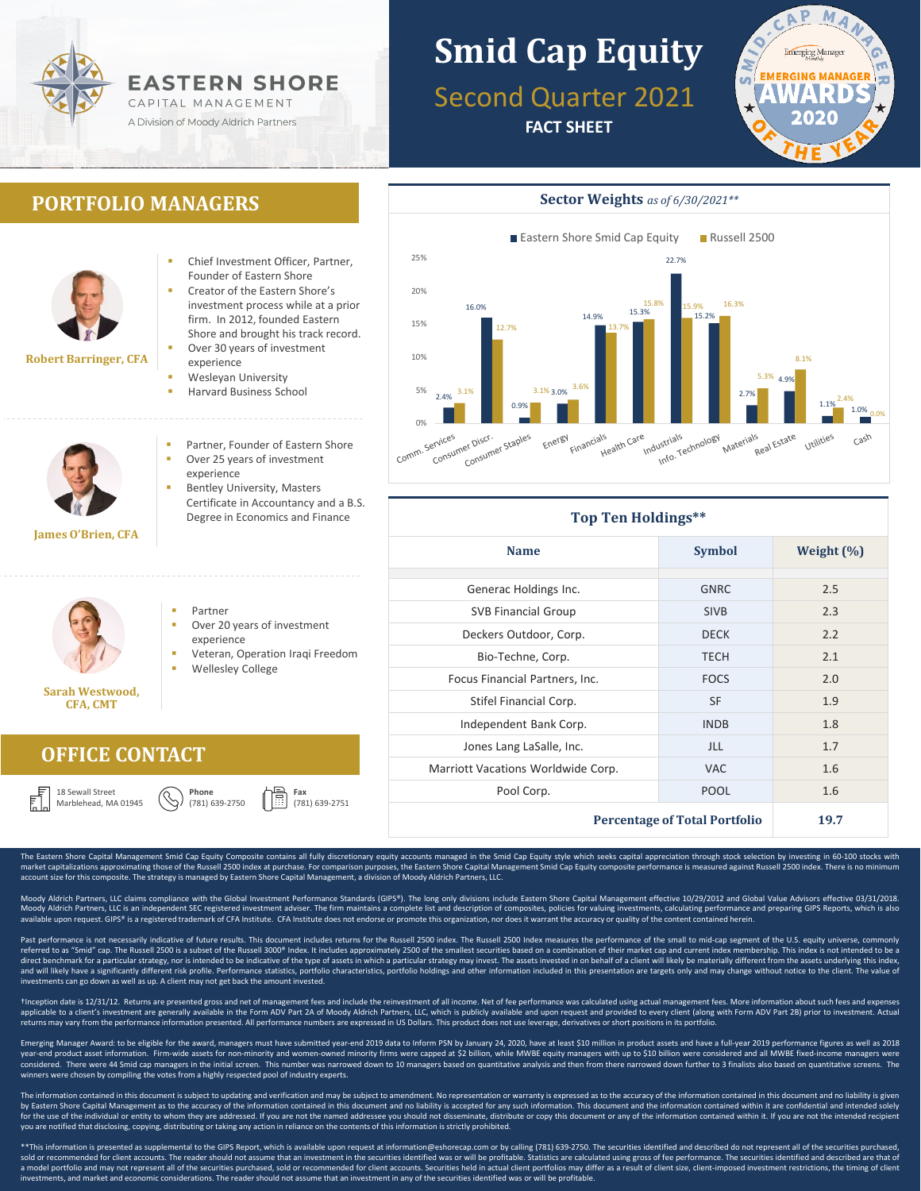EASTERN SHORE

CAPITAL MANAGEMENT

A Division of Moody Aldrich Partners

# Smid Cap Equity

## Second Quarter 2021

**FACT SHEET**

SMID-CAP MANAGER OF THE YEAR — Emerging Manager — EMERGING MANAGER AWARDS 2020

## PORTFOLIO MANAGERS

**Robert Barringer, CFA**

- Chief Investment Officer, Partner, Founder of Eastern Shore
- Creator of the Eastern Shore's investment process while at a prior firm. In 2012, founded Eastern Shore and brought his track record.
- Over 30 years of investment experience
- Wesleyan University
- Harvard Business School

**James O'Brien, CFA**

- Partner, Founder of Eastern Shore
- Over 25 years of investment experience
- Bentley University, Masters Certificate in Accountancy and a B.S. Degree in Economics and Finance

**Sarah Westwood, CFA, CMT**

- Partner
- Over 20 years of investment experience
- Veteran, Operation Iraqi Freedom
- Wellesley College

## OFFICE CONTACT

18 Sewall Street
Marblehead, MA 01945

**Phone**
(781) 639-2750

**Fax**
(781) 639-2751

## Sector Weights *as of 6/30/2021***

Eastern Shore Smid Cap Equity | Russell 2500

25%
20%
15%
10%
5%
0%

Comm. Services: 2.4% | 3.1%
Consumer Discr.: 16.0% | 12.7%
Consumer Staples: 0.9% | 3.1%
Energy: 3.0% | 3.6%
Financials: 14.9% | 13.7%
Health Care: 15.3% | 15.8%
Industrials: 22.7% | 15.9%
Info. Technology: 15.2% | 16.3%
Materials: 2.7% | 5.3%
Real Estate: 4.9% | 8.1%
Utilities: 1.1% | 2.4%
Cash: 1.0% | 0.0%

## Top Ten Holdings**

| Name | Symbol | Weight (%) |
|---|---|---|
| Generac Holdings Inc. | GNRC | 2.5 |
| SVB Financial Group | SIVB | 2.3 |
| Deckers Outdoor, Corp. | DECK | 2.2 |
| Bio-Techne, Corp. | TECH | 2.1 |
| Focus Financial Partners, Inc. | FOCS | 2.0 |
| Stifel Financial Corp. | SF | 1.9 |
| Independent Bank Corp. | INDB | 1.8 |
| Jones Lang LaSalle, Inc. | JLL | 1.7 |
| Marriott Vacations Worldwide Corp. | VAC | 1.6 |
| Pool Corp. | POOL | 1.6 |
| **Percentage of Total Portfolio** | | **19.7** |

The Eastern Shore Capital Management Smid Cap Equity Composite contains all fully discretionary equity accounts managed in the Smid Cap Equity style which seeks capital appreciation through stock selection by investing in 60-100 stocks with market capitalizations approximating those of the Russell 2500 index at purchase. For comparison purposes, the Eastern Shore Capital Management Smid Cap Equity composite performance is measured against Russell 2500 index. There is no minimum account size for this composite. The strategy is managed by Eastern Shore Capital Management, a division of Moody Aldrich Partners, LLC.

Moody Aldrich Partners, LLC claims compliance with the Global Investment Performance Standards (GIPS®). The long only divisions include Eastern Shore Capital Management effective 10/29/2012 and Global Value Advisors effective 03/31/2018. Moody Aldrich Partners, LLC is an independent SEC registered investment adviser. The firm maintains a complete list and description of composites, policies for valuing investments, calculating performance and preparing GIPS Reports, which is also available upon request. GIPS® is a registered trademark of CFA Institute. CFA Institute does not endorse or promote this organization, nor does it warrant the accuracy or quality of the content contained herein.

Past performance is not necessarily indicative of future results. This document includes returns for the Russell 2500 index. The Russell 2500 Index measures the performance of the small to mid-cap segment of the U.S. equity universe, commonly referred to as "Smid" cap. The Russell 2500 is a subset of the Russell 3000® Index. It includes approximately 2500 of the smallest securities based on a combination of their market cap and current index membership. This index is not intended to be a direct benchmark for a particular strategy, nor is intended to be indicative of the type of assets in which a particular strategy may invest. The assets invested in on behalf of a client will likely be materially different from the assets underlying this index, and will likely have a significantly different risk profile. Performance statistics, portfolio characteristics, portfolio holdings and other information included in this presentation are targets only and may change without notice to the client. The value of investments can go down as well as up. A client may not get back the amount invested.

†Inception date is 12/31/12. Returns are presented gross and net of management fees and include the reinvestment of all income. Net of fee performance was calculated using actual management fees. More information about such fees and expenses applicable to a client's investment are generally available in the Form ADV Part 2A of Moody Aldrich Partners, LLC, which is publicly available and upon request and provided to every client (along with Form ADV Part 2B) prior to investment. Actual returns may vary from the performance information presented. All performance numbers are expressed in US Dollars. This product does not use leverage, derivatives or short positions in its portfolio.

Emerging Manager Award: to be eligible for the award, managers must have submitted year-end 2019 data to Inform PSN by January 24, 2020, have at least $10 million in product assets and have a full-year 2019 performance figures as well as 2018 year-end product asset information. Firm-wide assets for non-minority and women-owned minority firms were capped at $2 billion, while MWBE equity managers with up to $10 billion were considered and all MWBE fixed-income managers were considered. There were 44 Smid cap managers in the initial screen. This number was narrowed down to 10 managers based on quantitative analysis and then from there narrowed down further to 3 finalists also based on quantitative screens. The winners were chosen by compiling the votes from a highly respected pool of industry experts.

The information contained in this document is subject to updating and verification and may be subject to amendment. No representation or warranty is expressed as to the accuracy of the information contained in this document and no liability is given by Eastern Shore Capital Management as to the accuracy of the information contained in this document and no liability is accepted for any such information. This document and the information contained within it are confidential and intended solely for the use of the individual or entity to whom they are addressed. If you are not the named addressee you should not disseminate, distribute or copy this document or any of the information contained within it. If you are not the intended recipient you are notified that disclosing, copying, distributing or taking any action in reliance on the contents of this information is strictly prohibited.

**This information is presented as supplemental to the GIPS Report, which is available upon request at information@eshorecap.com or by calling (781) 639-2750. The securities identified and described do not represent all of the securities purchased, sold or recommended for client accounts. The reader should not assume that an investment in the securities identified was or will be profitable. Statistics are calculated using gross of fee performance. The securities identified and described are that of a model portfolio and may not represent all of the securities purchased, sold or recommended for client accounts. Securities held in actual client portfolios may differ as a result of client size, client-imposed investment restrictions, the timing of client investments, and market and economic considerations. The reader should not assume that an investment in any of the securities identified was or will be profitable.